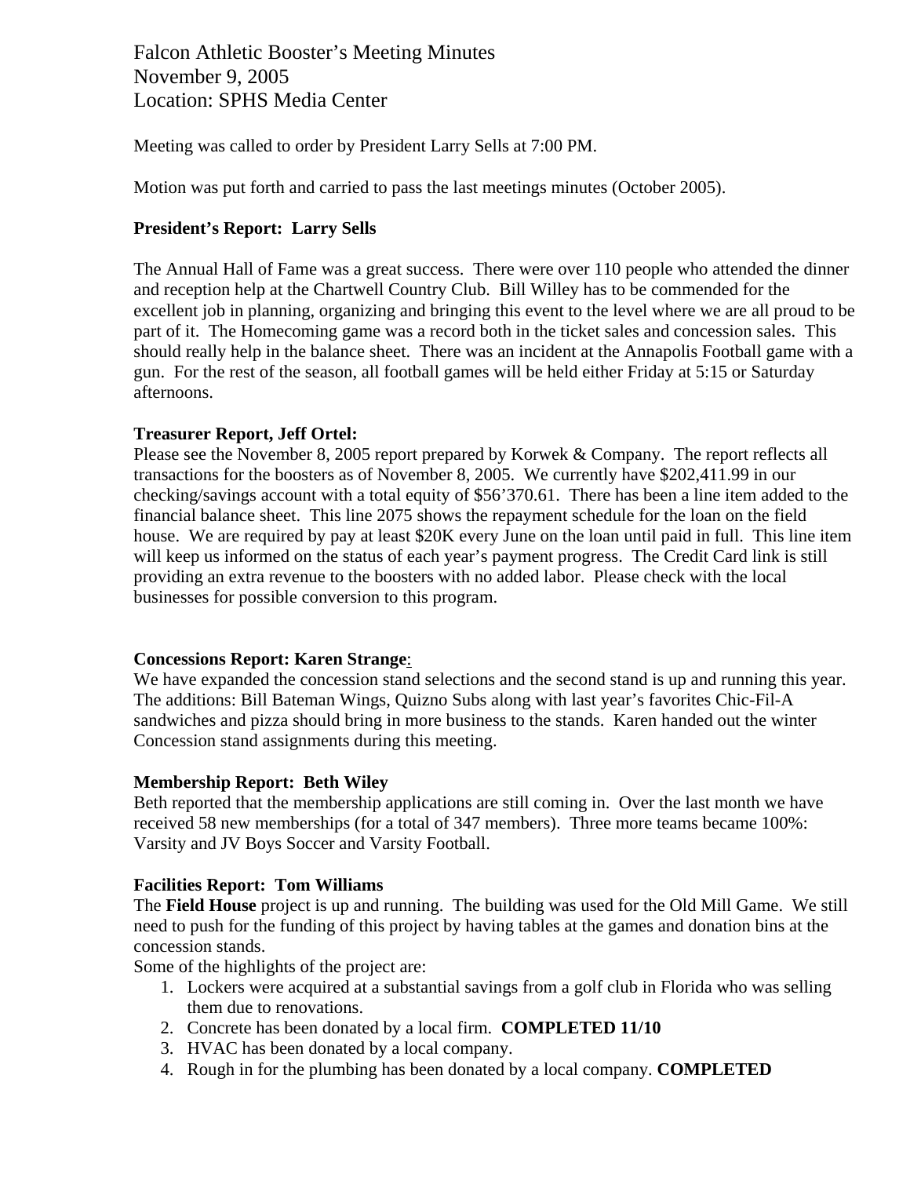Falcon Athletic Booster's Meeting Minutes
November 9, 2005
Location: SPHS Media Center

Meeting was called to order by President Larry Sells at 7:00 PM.

Motion was put forth and carried to pass the last meetings minutes (October 2005).

**President's Report: Larry Sells**

The Annual Hall of Fame was a great success. There were over 110 people who attended the dinner and reception help at the Chartwell Country Club. Bill Willey has to be commended for the excellent job in planning, organizing and bringing this event to the level where we are all proud to be part of it. The Homecoming game was a record both in the ticket sales and concession sales. This should really help in the balance sheet. There was an incident at the Annapolis Football game with a gun. For the rest of the season, all football games will be held either Friday at 5:15 or Saturday afternoons.

**Treasurer Report, Jeff Ortel:**
Please see the November 8, 2005 report prepared by Korwek & Company. The report reflects all transactions for the boosters as of November 8, 2005. We currently have $202,411.99 in our checking/savings account with a total equity of $56'370.61. There has been a line item added to the financial balance sheet. This line 2075 shows the repayment schedule for the loan on the field house. We are required by pay at least $20K every June on the loan until paid in full. This line item will keep us informed on the status of each year's payment progress. The Credit Card link is still providing an extra revenue to the boosters with no added labor. Please check with the local businesses for possible conversion to this program.

**Concessions Report: Karen Strange**:
We have expanded the concession stand selections and the second stand is up and running this year. The additions: Bill Bateman Wings, Quizno Subs along with last year's favorites Chic-Fil-A sandwiches and pizza should bring in more business to the stands. Karen handed out the winter Concession stand assignments during this meeting.

**Membership Report: Beth Wiley**
Beth reported that the membership applications are still coming in. Over the last month we have received 58 new memberships (for a total of 347 members). Three more teams became 100%: Varsity and JV Boys Soccer and Varsity Football.

**Facilities Report: Tom Williams**
The **Field House** project is up and running. The building was used for the Old Mill Game. We still need to push for the funding of this project by having tables at the games and donation bins at the concession stands.
Some of the highlights of the project are:

1. Lockers were acquired at a substantial savings from a golf club in Florida who was selling them due to renovations.
2. Concrete has been donated by a local firm. **COMPLETED 11/10**
3. HVAC has been donated by a local company.
4. Rough in for the plumbing has been donated by a local company. **COMPLETED**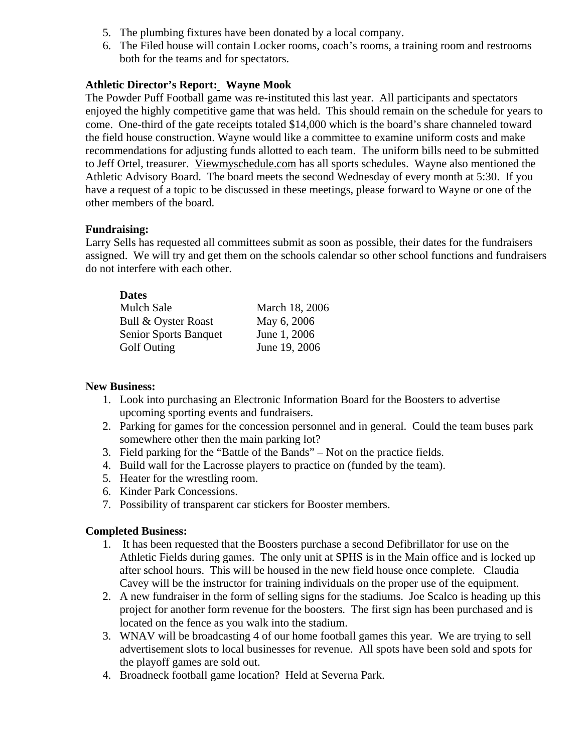5. The plumbing fixtures have been donated by a local company.
6. The Filed house will contain Locker rooms, coach's rooms, a training room and restrooms both for the teams and for spectators.

**Athletic Director's Report: Wayne Mook**

The Powder Puff Football game was re-instituted this last year. All participants and spectators enjoyed the highly competitive game that was held. This should remain on the schedule for years to come. One-third of the gate receipts totaled $14,000 which is the board's share channeled toward the field house construction. Wayne would like a committee to examine uniform costs and make recommendations for adjusting funds allotted to each team. The uniform bills need to be submitted to Jeff Ortel, treasurer. Viewmyschedule.com has all sports schedules. Wayne also mentioned the Athletic Advisory Board. The board meets the second Wednesday of every month at 5:30. If you have a request of a topic to be discussed in these meetings, please forward to Wayne or one of the other members of the board.

**Fundraising:**

Larry Sells has requested all committees submit as soon as possible, their dates for the fundraisers assigned. We will try and get them on the schools calendar so other school functions and fundraisers do not interfere with each other.

| **Dates** | |
|---|---|
| Mulch Sale | March 18, 2006 |
| Bull & Oyster Roast | May 6, 2006 |
| Senior Sports Banquet | June 1, 2006 |
| Golf Outing | June 19, 2006 |

**New Business:**

1. Look into purchasing an Electronic Information Board for the Boosters to advertise upcoming sporting events and fundraisers.
2. Parking for games for the concession personnel and in general. Could the team buses park somewhere other then the main parking lot?
3. Field parking for the "Battle of the Bands" – Not on the practice fields.
4. Build wall for the Lacrosse players to practice on (funded by the team).
5. Heater for the wrestling room.
6. Kinder Park Concessions.
7. Possibility of transparent car stickers for Booster members.

**Completed Business:**

1. It has been requested that the Boosters purchase a second Defibrillator for use on the Athletic Fields during games. The only unit at SPHS is in the Main office and is locked up after school hours. This will be housed in the new field house once complete. Claudia Cavey will be the instructor for training individuals on the proper use of the equipment.
2. A new fundraiser in the form of selling signs for the stadiums. Joe Scalco is heading up this project for another form revenue for the boosters. The first sign has been purchased and is located on the fence as you walk into the stadium.
3. WNAV will be broadcasting 4 of our home football games this year. We are trying to sell advertisement slots to local businesses for revenue. All spots have been sold and spots for the playoff games are sold out.
4. Broadneck football game location? Held at Severna Park.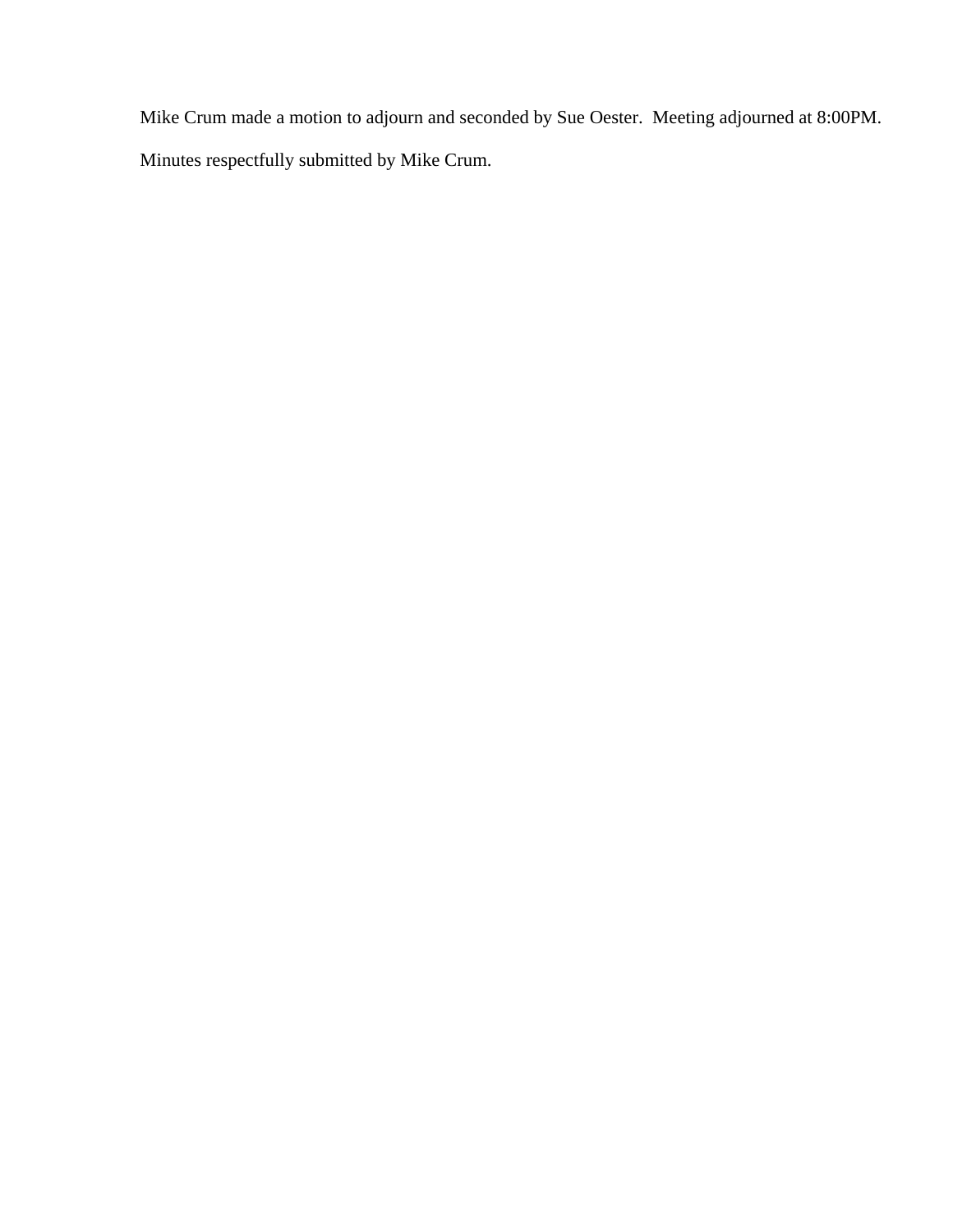Mike Crum made a motion to adjourn and seconded by Sue Oester. Meeting adjourned at 8:00PM.

Minutes respectfully submitted by Mike Crum.